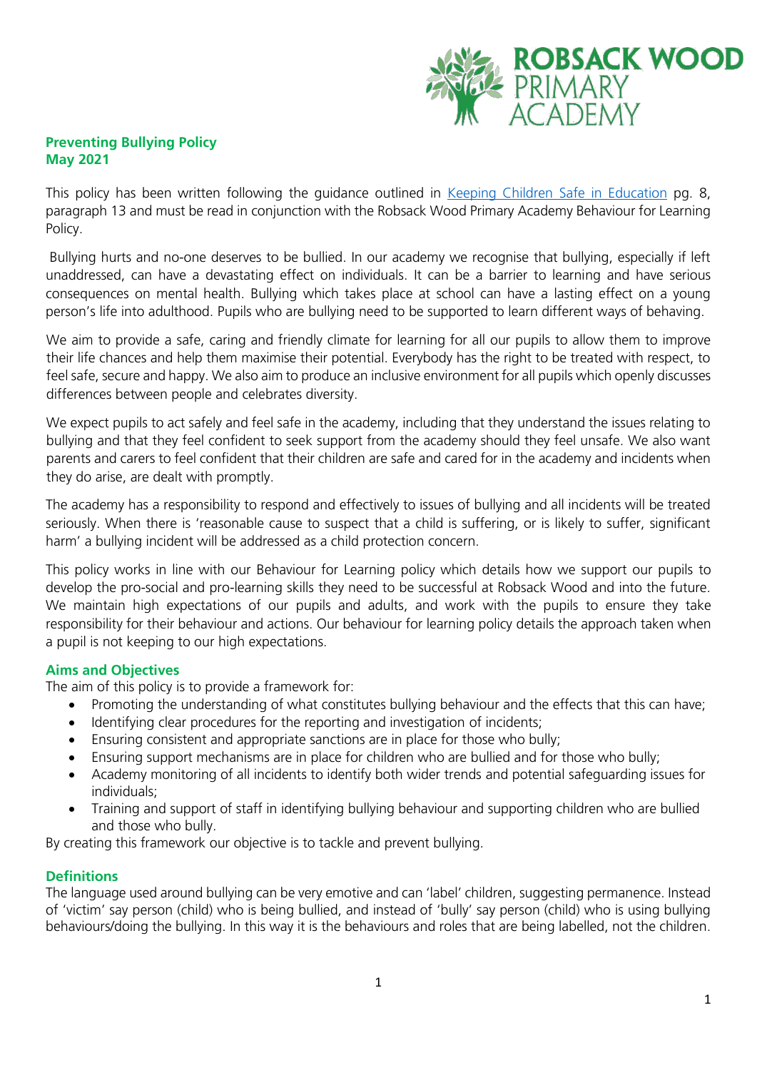**Preventing Bullying Policy**
**May 2021**

This policy has been written following the guidance outlined in [Keeping Children Safe in Education](Keeping Children Safe in Education) pg. 8, paragraph 13 and must be read in conjunction with the Robsack Wood Primary Academy Behaviour for Learning Policy.

Bullying hurts and no-one deserves to be bullied. In our academy we recognise that bullying, especially if left unaddressed, can have a devastating effect on individuals. It can be a barrier to learning and have serious consequences on mental health. Bullying which takes place at school can have a lasting effect on a young person's life into adulthood. Pupils who are bullying need to be supported to learn different ways of behaving.

We aim to provide a safe, caring and friendly climate for learning for all our pupils to allow them to improve their life chances and help them maximise their potential. Everybody has the right to be treated with respect, to feel safe, secure and happy. We also aim to produce an inclusive environment for all pupils which openly discusses differences between people and celebrates diversity.

We expect pupils to act safely and feel safe in the academy, including that they understand the issues relating to bullying and that they feel confident to seek support from the academy should they feel unsafe. We also want parents and carers to feel confident that their children are safe and cared for in the academy and incidents when they do arise, are dealt with promptly.

The academy has a responsibility to respond and effectively to issues of bullying and all incidents will be treated seriously. When there is 'reasonable cause to suspect that a child is suffering, or is likely to suffer, significant harm' a bullying incident will be addressed as a child protection concern.

This policy works in line with our Behaviour for Learning policy which details how we support our pupils to develop the pro-social and pro-learning skills they need to be successful at Robsack Wood and into the future. We maintain high expectations of our pupils and adults, and work with the pupils to ensure they take responsibility for their behaviour and actions. Our behaviour for learning policy details the approach taken when a pupil is not keeping to our high expectations.

## Aims and Objectives

The aim of this policy is to provide a framework for:

- Promoting the understanding of what constitutes bullying behaviour and the effects that this can have;
- Identifying clear procedures for the reporting and investigation of incidents;
- Ensuring consistent and appropriate sanctions are in place for those who bully;
- Ensuring support mechanisms are in place for children who are bullied and for those who bully;
- Academy monitoring of all incidents to identify both wider trends and potential safeguarding issues for individuals;
- Training and support of staff in identifying bullying behaviour and supporting children who are bullied and those who bully.

By creating this framework our objective is to tackle and prevent bullying.

## Definitions

The language used around bullying can be very emotive and can 'label' children, suggesting permanence. Instead of 'victim' say person (child) who is being bullied, and instead of 'bully' say person (child) who is using bullying behaviours/doing the bullying. In this way it is the behaviours and roles that are being labelled, not the children.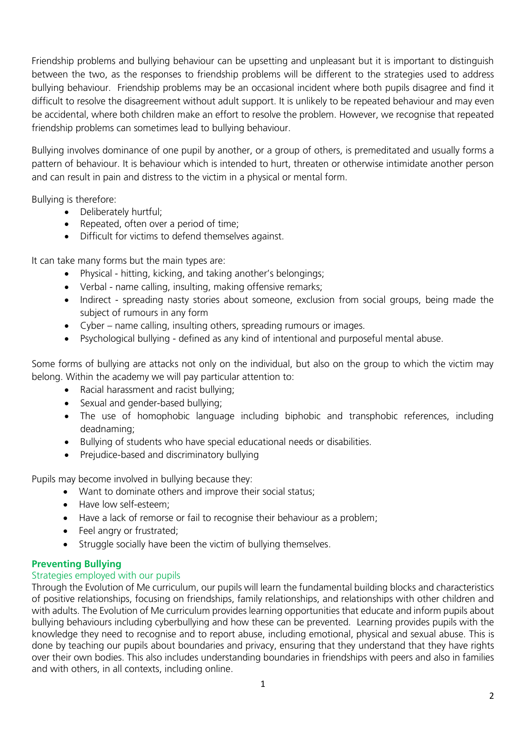Friendship problems and bullying behaviour can be upsetting and unpleasant but it is important to distinguish between the two, as the responses to friendship problems will be different to the strategies used to address bullying behaviour. Friendship problems may be an occasional incident where both pupils disagree and find it difficult to resolve the disagreement without adult support. It is unlikely to be repeated behaviour and may even be accidental, where both children make an effort to resolve the problem. However, we recognise that repeated friendship problems can sometimes lead to bullying behaviour.

Bullying involves dominance of one pupil by another, or a group of others, is premeditated and usually forms a pattern of behaviour. It is behaviour which is intended to hurt, threaten or otherwise intimidate another person and can result in pain and distress to the victim in a physical or mental form.

Bullying is therefore:

- Deliberately hurtful;
- Repeated, often over a period of time;
- Difficult for victims to defend themselves against.

It can take many forms but the main types are:

- Physical - hitting, kicking, and taking another's belongings;
- Verbal - name calling, insulting, making offensive remarks;
- Indirect - spreading nasty stories about someone, exclusion from social groups, being made the subject of rumours in any form
- Cyber – name calling, insulting others, spreading rumours or images.
- Psychological bullying - defined as any kind of intentional and purposeful mental abuse.

Some forms of bullying are attacks not only on the individual, but also on the group to which the victim may belong. Within the academy we will pay particular attention to:

- Racial harassment and racist bullying;
- Sexual and gender-based bullying;
- The use of homophobic language including biphobic and transphobic references, including deadnaming;
- Bullying of students who have special educational needs or disabilities.
- Prejudice-based and discriminatory bullying

Pupils may become involved in bullying because they:

- Want to dominate others and improve their social status;
- Have low self-esteem;
- Have a lack of remorse or fail to recognise their behaviour as a problem;
- Feel angry or frustrated;
- Struggle socially have been the victim of bullying themselves.

## Preventing Bullying

### Strategies employed with our pupils

Through the Evolution of Me curriculum, our pupils will learn the fundamental building blocks and characteristics of positive relationships, focusing on friendships, family relationships, and relationships with other children and with adults. The Evolution of Me curriculum provides learning opportunities that educate and inform pupils about bullying behaviours including cyberbullying and how these can be prevented. Learning provides pupils with the knowledge they need to recognise and to report abuse, including emotional, physical and sexual abuse. This is done by teaching our pupils about boundaries and privacy, ensuring that they understand that they have rights over their own bodies. This also includes understanding boundaries in friendships with peers and also in families and with others, in all contexts, including online.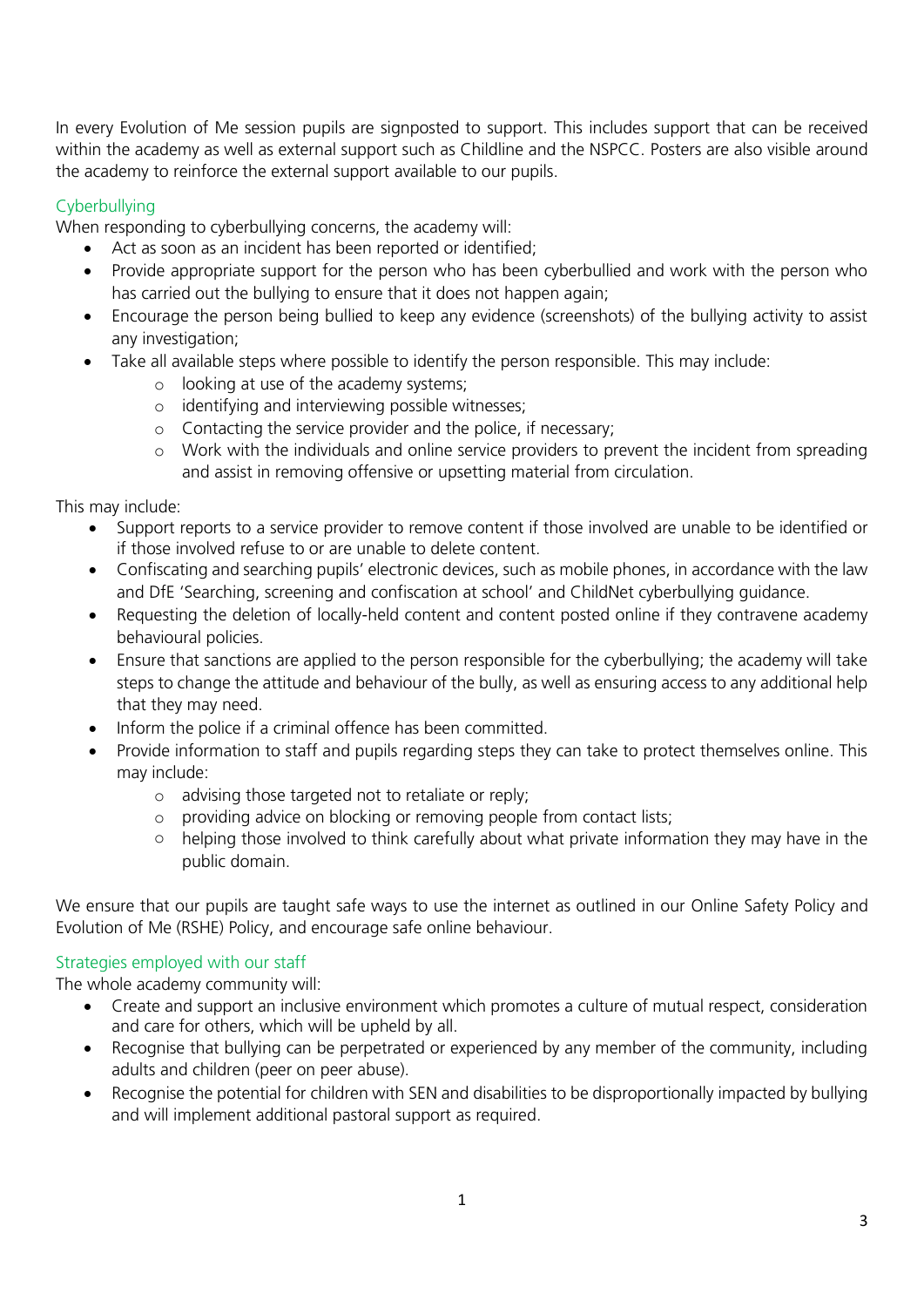In every Evolution of Me session pupils are signposted to support. This includes support that can be received within the academy as well as external support such as Childline and the NSPCC. Posters are also visible around the academy to reinforce the external support available to our pupils.

### Cyberbullying

When responding to cyberbullying concerns, the academy will:

- Act as soon as an incident has been reported or identified;
- Provide appropriate support for the person who has been cyberbullied and work with the person who has carried out the bullying to ensure that it does not happen again;
- Encourage the person being bullied to keep any evidence (screenshots) of the bullying activity to assist any investigation;
- Take all available steps where possible to identify the person responsible. This may include:
    - looking at use of the academy systems;
    - identifying and interviewing possible witnesses;
    - Contacting the service provider and the police, if necessary;
    - Work with the individuals and online service providers to prevent the incident from spreading and assist in removing offensive or upsetting material from circulation.

This may include:

- Support reports to a service provider to remove content if those involved are unable to be identified or if those involved refuse to or are unable to delete content.
- Confiscating and searching pupils' electronic devices, such as mobile phones, in accordance with the law and DfE 'Searching, screening and confiscation at school' and ChildNet cyberbullying guidance.
- Requesting the deletion of locally-held content and content posted online if they contravene academy behavioural policies.
- Ensure that sanctions are applied to the person responsible for the cyberbullying; the academy will take steps to change the attitude and behaviour of the bully, as well as ensuring access to any additional help that they may need.
- Inform the police if a criminal offence has been committed.
- Provide information to staff and pupils regarding steps they can take to protect themselves online. This may include:
    - advising those targeted not to retaliate or reply;
    - providing advice on blocking or removing people from contact lists;
    - helping those involved to think carefully about what private information they may have in the public domain.

We ensure that our pupils are taught safe ways to use the internet as outlined in our Online Safety Policy and Evolution of Me (RSHE) Policy, and encourage safe online behaviour.

### Strategies employed with our staff

The whole academy community will:

- Create and support an inclusive environment which promotes a culture of mutual respect, consideration and care for others, which will be upheld by all.
- Recognise that bullying can be perpetrated or experienced by any member of the community, including adults and children (peer on peer abuse).
- Recognise the potential for children with SEN and disabilities to be disproportionally impacted by bullying and will implement additional pastoral support as required.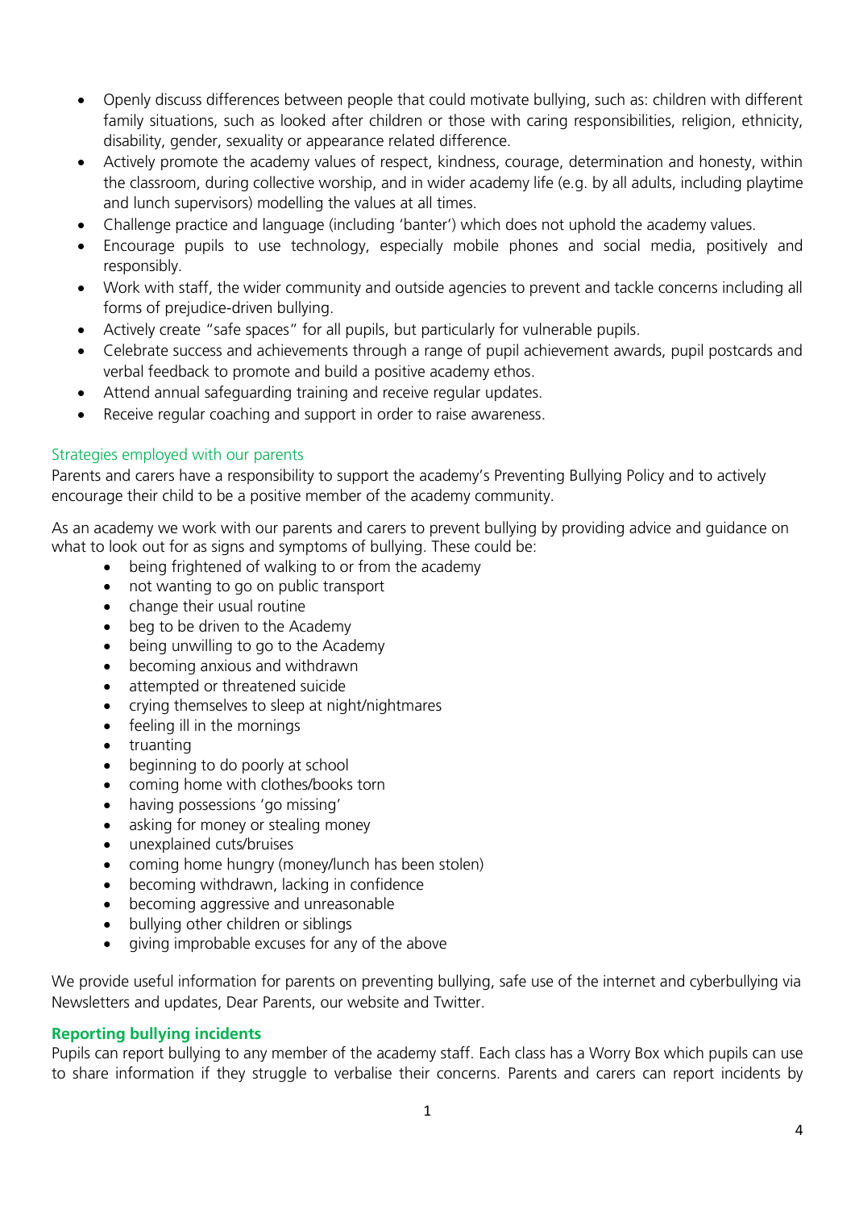- Openly discuss differences between people that could motivate bullying, such as: children with different family situations, such as looked after children or those with caring responsibilities, religion, ethnicity, disability, gender, sexuality or appearance related difference.
- Actively promote the academy values of respect, kindness, courage, determination and honesty, within the classroom, during collective worship, and in wider academy life (e.g. by all adults, including playtime and lunch supervisors) modelling the values at all times.
- Challenge practice and language (including 'banter') which does not uphold the academy values.
- Encourage pupils to use technology, especially mobile phones and social media, positively and responsibly.
- Work with staff, the wider community and outside agencies to prevent and tackle concerns including all forms of prejudice-driven bullying.
- Actively create "safe spaces" for all pupils, but particularly for vulnerable pupils.
- Celebrate success and achievements through a range of pupil achievement awards, pupil postcards and verbal feedback to promote and build a positive academy ethos.
- Attend annual safeguarding training and receive regular updates.
- Receive regular coaching and support in order to raise awareness.

### Strategies employed with our parents

Parents and carers have a responsibility to support the academy's Preventing Bullying Policy and to actively encourage their child to be a positive member of the academy community.

As an academy we work with our parents and carers to prevent bullying by providing advice and guidance on what to look out for as signs and symptoms of bullying. These could be:

- being frightened of walking to or from the academy
- not wanting to go on public transport
- change their usual routine
- beg to be driven to the Academy
- being unwilling to go to the Academy
- becoming anxious and withdrawn
- attempted or threatened suicide
- crying themselves to sleep at night/nightmares
- feeling ill in the mornings
- truanting
- beginning to do poorly at school
- coming home with clothes/books torn
- having possessions 'go missing'
- asking for money or stealing money
- unexplained cuts/bruises
- coming home hungry (money/lunch has been stolen)
- becoming withdrawn, lacking in confidence
- becoming aggressive and unreasonable
- bullying other children or siblings
- giving improbable excuses for any of the above

We provide useful information for parents on preventing bullying, safe use of the internet and cyberbullying via Newsletters and updates, Dear Parents, our website and Twitter.

### **Reporting bullying incidents**

Pupils can report bullying to any member of the academy staff. Each class has a Worry Box which pupils can use to share information if they struggle to verbalise their concerns. Parents and carers can report incidents by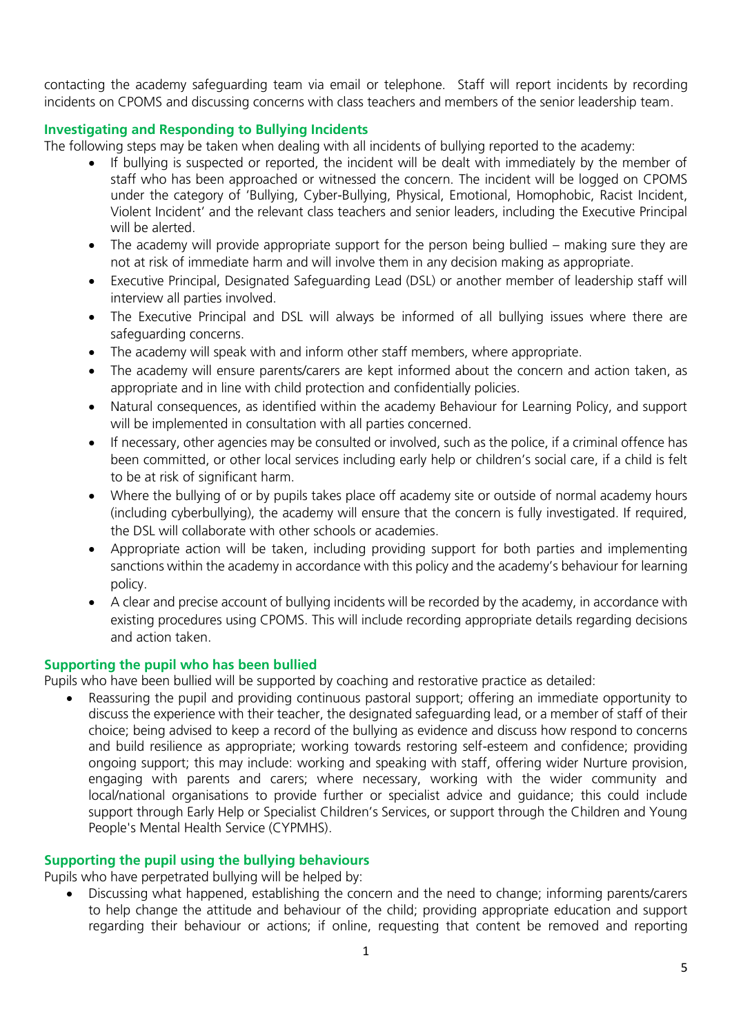contacting the academy safeguarding team via email or telephone. Staff will report incidents by recording incidents on CPOMS and discussing concerns with class teachers and members of the senior leadership team.

### Investigating and Responding to Bullying Incidents

The following steps may be taken when dealing with all incidents of bullying reported to the academy:

- If bullying is suspected or reported, the incident will be dealt with immediately by the member of staff who has been approached or witnessed the concern. The incident will be logged on CPOMS under the category of 'Bullying, Cyber-Bullying, Physical, Emotional, Homophobic, Racist Incident, Violent Incident' and the relevant class teachers and senior leaders, including the Executive Principal will be alerted.
- The academy will provide appropriate support for the person being bullied – making sure they are not at risk of immediate harm and will involve them in any decision making as appropriate.
- Executive Principal, Designated Safeguarding Lead (DSL) or another member of leadership staff will interview all parties involved.
- The Executive Principal and DSL will always be informed of all bullying issues where there are safeguarding concerns.
- The academy will speak with and inform other staff members, where appropriate.
- The academy will ensure parents/carers are kept informed about the concern and action taken, as appropriate and in line with child protection and confidentially policies.
- Natural consequences, as identified within the academy Behaviour for Learning Policy, and support will be implemented in consultation with all parties concerned.
- If necessary, other agencies may be consulted or involved, such as the police, if a criminal offence has been committed, or other local services including early help or children's social care, if a child is felt to be at risk of significant harm.
- Where the bullying of or by pupils takes place off academy site or outside of normal academy hours (including cyberbullying), the academy will ensure that the concern is fully investigated. If required, the DSL will collaborate with other schools or academies.
- Appropriate action will be taken, including providing support for both parties and implementing sanctions within the academy in accordance with this policy and the academy's behaviour for learning policy.
- A clear and precise account of bullying incidents will be recorded by the academy, in accordance with existing procedures using CPOMS. This will include recording appropriate details regarding decisions and action taken.

### Supporting the pupil who has been bullied

Pupils who have been bullied will be supported by coaching and restorative practice as detailed:

- Reassuring the pupil and providing continuous pastoral support; offering an immediate opportunity to discuss the experience with their teacher, the designated safeguarding lead, or a member of staff of their choice; being advised to keep a record of the bullying as evidence and discuss how respond to concerns and build resilience as appropriate; working towards restoring self-esteem and confidence; providing ongoing support; this may include: working and speaking with staff, offering wider Nurture provision, engaging with parents and carers; where necessary, working with the wider community and local/national organisations to provide further or specialist advice and guidance; this could include support through Early Help or Specialist Children's Services, or support through the Children and Young People's Mental Health Service (CYPMHS).

### Supporting the pupil using the bullying behaviours

Pupils who have perpetrated bullying will be helped by:

- Discussing what happened, establishing the concern and the need to change; informing parents/carers to help change the attitude and behaviour of the child; providing appropriate education and support regarding their behaviour or actions; if online, requesting that content be removed and reporting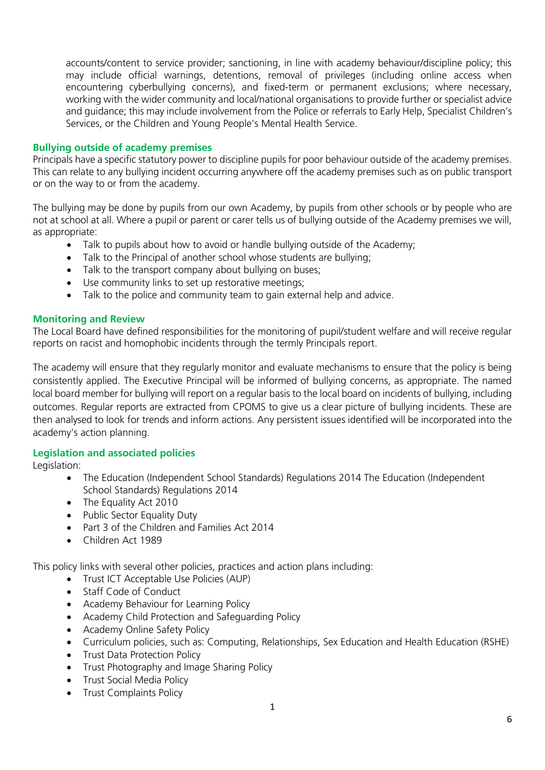accounts/content to service provider; sanctioning, in line with academy behaviour/discipline policy; this may include official warnings, detentions, removal of privileges (including online access when encountering cyberbullying concerns), and fixed-term or permanent exclusions; where necessary, working with the wider community and local/national organisations to provide further or specialist advice and guidance; this may include involvement from the Police or referrals to Early Help, Specialist Children's Services, or the Children and Young People's Mental Health Service.

### Bullying outside of academy premises

Principals have a specific statutory power to discipline pupils for poor behaviour outside of the academy premises. This can relate to any bullying incident occurring anywhere off the academy premises such as on public transport or on the way to or from the academy.

The bullying may be done by pupils from our own Academy, by pupils from other schools or by people who are not at school at all. Where a pupil or parent or carer tells us of bullying outside of the Academy premises we will, as appropriate:

- Talk to pupils about how to avoid or handle bullying outside of the Academy;
- Talk to the Principal of another school whose students are bullying;
- Talk to the transport company about bullying on buses;
- Use community links to set up restorative meetings;
- Talk to the police and community team to gain external help and advice.

### Monitoring and Review

The Local Board have defined responsibilities for the monitoring of pupil/student welfare and will receive regular reports on racist and homophobic incidents through the termly Principals report.

The academy will ensure that they regularly monitor and evaluate mechanisms to ensure that the policy is being consistently applied. The Executive Principal will be informed of bullying concerns, as appropriate. The named local board member for bullying will report on a regular basis to the local board on incidents of bullying, including outcomes. Regular reports are extracted from CPOMS to give us a clear picture of bullying incidents. These are then analysed to look for trends and inform actions. Any persistent issues identified will be incorporated into the academy's action planning.

### Legislation and associated policies

Legislation:

- The Education (Independent School Standards) Regulations 2014 The Education (Independent School Standards) Regulations 2014
- The Equality Act 2010
- Public Sector Equality Duty
- Part 3 of the Children and Families Act 2014
- Children Act 1989

This policy links with several other policies, practices and action plans including:

- Trust ICT Acceptable Use Policies (AUP)
- Staff Code of Conduct
- Academy Behaviour for Learning Policy
- Academy Child Protection and Safeguarding Policy
- Academy Online Safety Policy
- Curriculum policies, such as: Computing, Relationships, Sex Education and Health Education (RSHE)
- Trust Data Protection Policy
- Trust Photography and Image Sharing Policy
- Trust Social Media Policy
- Trust Complaints Policy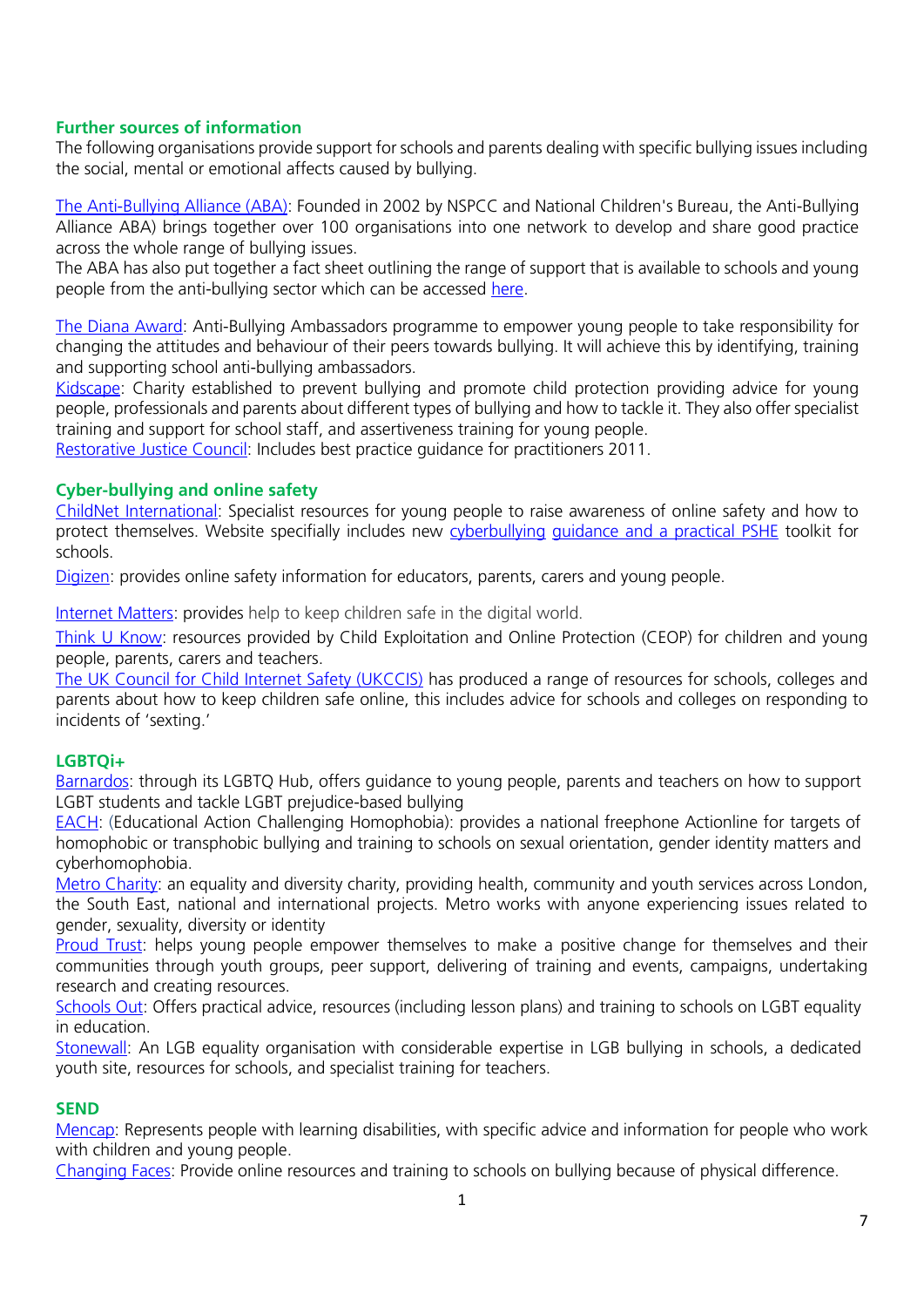## Further sources of information

The following organisations provide support for schools and parents dealing with specific bullying issues including the social, mental or emotional affects caused by bullying.

The Anti-Bullying Alliance (ABA): Founded in 2002 by NSPCC and National Children's Bureau, the Anti-Bullying Alliance ABA) brings together over 100 organisations into one network to develop and share good practice across the whole range of bullying issues.
The ABA has also put together a fact sheet outlining the range of support that is available to schools and young people from the anti-bullying sector which can be accessed here.

The Diana Award: Anti-Bullying Ambassadors programme to empower young people to take responsibility for changing the attitudes and behaviour of their peers towards bullying. It will achieve this by identifying, training and supporting school anti-bullying ambassadors.
Kidscape: Charity established to prevent bullying and promote child protection providing advice for young people, professionals and parents about different types of bullying and how to tackle it. They also offer specialist training and support for school staff, and assertiveness training for young people.
Restorative Justice Council: Includes best practice guidance for practitioners 2011.

## Cyber-bullying and online safety

ChildNet International: Specialist resources for young people to raise awareness of online safety and how to protect themselves. Website specifially includes new cyberbullying guidance and a practical PSHE toolkit for schools.

Digizen: provides online safety information for educators, parents, carers and young people.

Internet Matters: provides help to keep children safe in the digital world.

Think U Know: resources provided by Child Exploitation and Online Protection (CEOP) for children and young people, parents, carers and teachers.
The UK Council for Child Internet Safety (UKCCIS) has produced a range of resources for schools, colleges and parents about how to keep children safe online, this includes advice for schools and colleges on responding to incidents of 'sexting.'

## LGBTQi+

Barnardos: through its LGBTQ Hub, offers guidance to young people, parents and teachers on how to support LGBT students and tackle LGBT prejudice-based bullying
EACH: (Educational Action Challenging Homophobia): provides a national freephone Actionline for targets of homophobic or transphobic bullying and training to schools on sexual orientation, gender identity matters and cyberhomophobia.
Metro Charity: an equality and diversity charity, providing health, community and youth services across London, the South East, national and international projects. Metro works with anyone experiencing issues related to gender, sexuality, diversity or identity
Proud Trust: helps young people empower themselves to make a positive change for themselves and their communities through youth groups, peer support, delivering of training and events, campaigns, undertaking research and creating resources.
Schools Out: Offers practical advice, resources (including lesson plans) and training to schools on LGBT equality in education.
Stonewall: An LGB equality organisation with considerable expertise in LGB bullying in schools, a dedicated youth site, resources for schools, and specialist training for teachers.

## SEND

Mencap: Represents people with learning disabilities, with specific advice and information for people who work with children and young people.
Changing Faces: Provide online resources and training to schools on bullying because of physical difference.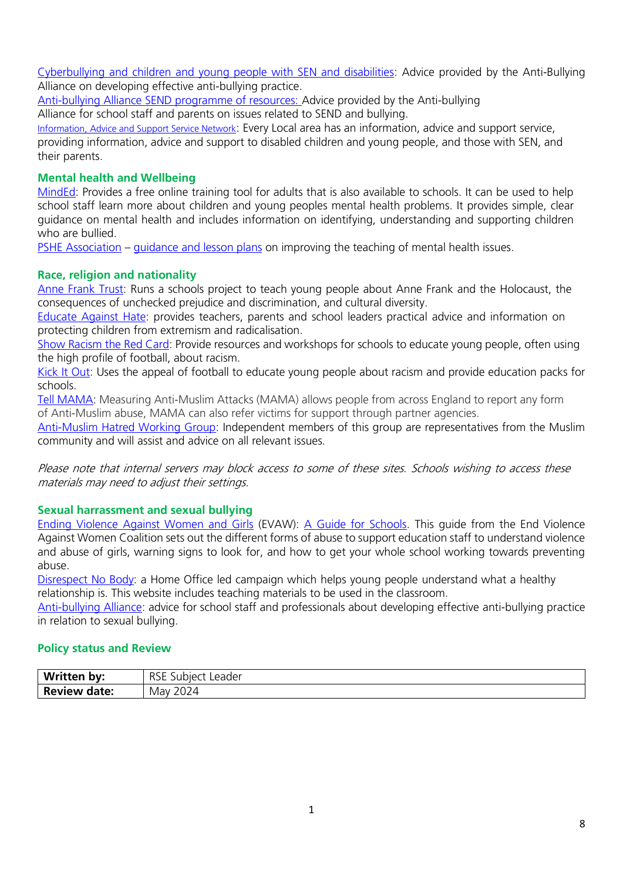Cyberbullying and children and young people with SEN and disabilities: Advice provided by the Anti-Bullying Alliance on developing effective anti-bullying practice.
Anti-bullying Alliance SEND programme of resources: Advice provided by the Anti-bullying Alliance for school staff and parents on issues related to SEND and bullying.
Information, Advice and Support Service Network: Every Local area has an information, advice and support service, providing information, advice and support to disabled children and young people, and those with SEN, and their parents.

### Mental health and Wellbeing

MindEd: Provides a free online training tool for adults that is also available to schools. It can be used to help school staff learn more about children and young peoples mental health problems. It provides simple, clear guidance on mental health and includes information on identifying, understanding and supporting children who are bullied.
PSHE Association – guidance and lesson plans on improving the teaching of mental health issues.

### Race, religion and nationality

Anne Frank Trust: Runs a schools project to teach young people about Anne Frank and the Holocaust, the consequences of unchecked prejudice and discrimination, and cultural diversity.
Educate Against Hate: provides teachers, parents and school leaders practical advice and information on protecting children from extremism and radicalisation.
Show Racism the Red Card: Provide resources and workshops for schools to educate young people, often using the high profile of football, about racism.
Kick It Out: Uses the appeal of football to educate young people about racism and provide education packs for schools.
Tell MAMA: Measuring Anti-Muslim Attacks (MAMA) allows people from across England to report any form of Anti-Muslim abuse, MAMA can also refer victims for support through partner agencies.
Anti-Muslim Hatred Working Group: Independent members of this group are representatives from the Muslim community and will assist and advice on all relevant issues.

*Please note that internal servers may block access to some of these sites. Schools wishing to access these materials may need to adjust their settings.*

### Sexual harrassment and sexual bullying

Ending Violence Against Women and Girls (EVAW): A Guide for Schools. This guide from the End Violence Against Women Coalition sets out the different forms of abuse to support education staff to understand violence and abuse of girls, warning signs to look for, and how to get your whole school working towards preventing abuse.
Disrespect No Body: a Home Office led campaign which helps young people understand what a healthy relationship is. This website includes teaching materials to be used in the classroom.
Anti-bullying Alliance: advice for school staff and professionals about developing effective anti-bullying practice in relation to sexual bullying.

### Policy status and Review

| | |
|---|---|
| **Written by:** | RSE Subject Leader |
| **Review date:** | May 2024 |